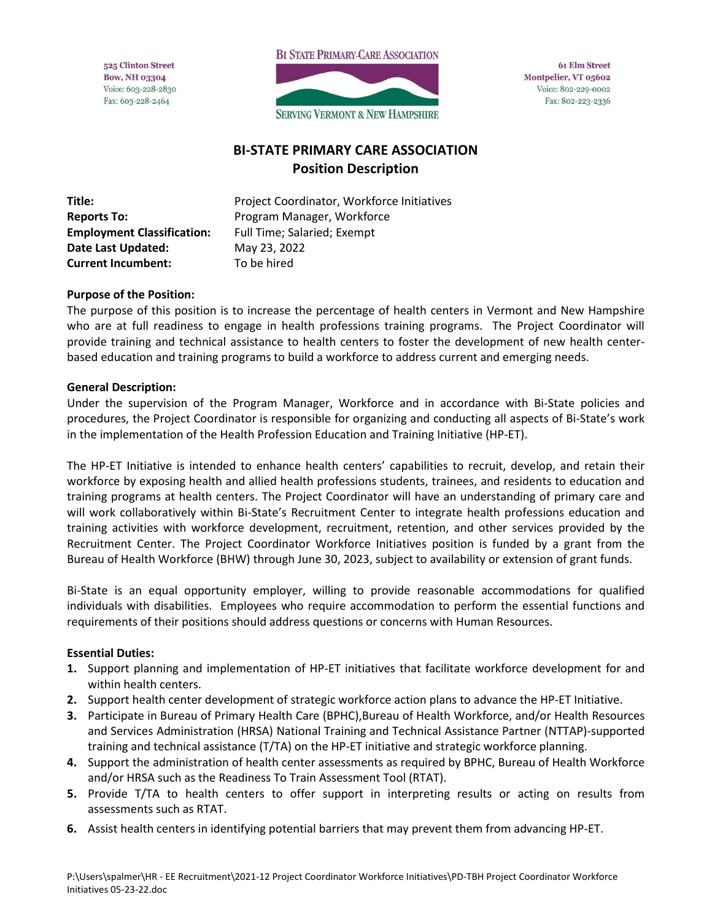525 Clinton Street
Bow, NH 03304
Voice: 603-228-2830
Fax: 603-228-2464

BI STATE PRIMARY-CARE ASSOCIATION
SERVING VERMONT & NEW HAMPSHIRE

61 Elm Street
Montpelier, VT 05602
Voice: 802-229-0002
Fax: 802-223-2336

# BI-STATE PRIMARY CARE ASSOCIATION
## Position Description

| | |
|---|---|
| **Title:** | Project Coordinator, Workforce Initiatives |
| **Reports To:** | Program Manager, Workforce |
| **Employment Classification:** | Full Time; Salaried; Exempt |
| **Date Last Updated:** | May 23, 2022 |
| **Current Incumbent:** | To be hired |

**Purpose of the Position:**
The purpose of this position is to increase the percentage of health centers in Vermont and New Hampshire who are at full readiness to engage in health professions training programs. The Project Coordinator will provide training and technical assistance to health centers to foster the development of new health center-based education and training programs to build a workforce to address current and emerging needs.

**General Description:**
Under the supervision of the Program Manager, Workforce and in accordance with Bi-State policies and procedures, the Project Coordinator is responsible for organizing and conducting all aspects of Bi-State's work in the implementation of the Health Profession Education and Training Initiative (HP-ET).

The HP-ET Initiative is intended to enhance health centers' capabilities to recruit, develop, and retain their workforce by exposing health and allied health professions students, trainees, and residents to education and training programs at health centers. The Project Coordinator will have an understanding of primary care and will work collaboratively within Bi-State's Recruitment Center to integrate health professions education and training activities with workforce development, recruitment, retention, and other services provided by the Recruitment Center. The Project Coordinator Workforce Initiatives position is funded by a grant from the Bureau of Health Workforce (BHW) through June 30, 2023, subject to availability or extension of grant funds.

Bi-State is an equal opportunity employer, willing to provide reasonable accommodations for qualified individuals with disabilities. Employees who require accommodation to perform the essential functions and requirements of their positions should address questions or concerns with Human Resources.

**Essential Duties:**
1. Support planning and implementation of HP-ET initiatives that facilitate workforce development for and within health centers.
2. Support health center development of strategic workforce action plans to advance the HP-ET Initiative.
3. Participate in Bureau of Primary Health Care (BPHC),Bureau of Health Workforce, and/or Health Resources and Services Administration (HRSA) National Training and Technical Assistance Partner (NTTAP)-supported training and technical assistance (T/TA) on the HP-ET initiative and strategic workforce planning.
4. Support the administration of health center assessments as required by BPHC, Bureau of Health Workforce and/or HRSA such as the Readiness To Train Assessment Tool (RTAT).
5. Provide T/TA to health centers to offer support in interpreting results or acting on results from assessments such as RTAT.
6. Assist health centers in identifying potential barriers that may prevent them from advancing HP-ET.

P:\Users\spalmer\HR - EE Recruitment\2021-12 Project Coordinator Workforce Initiatives\PD-TBH Project Coordinator Workforce Initiatives 05-23-22.doc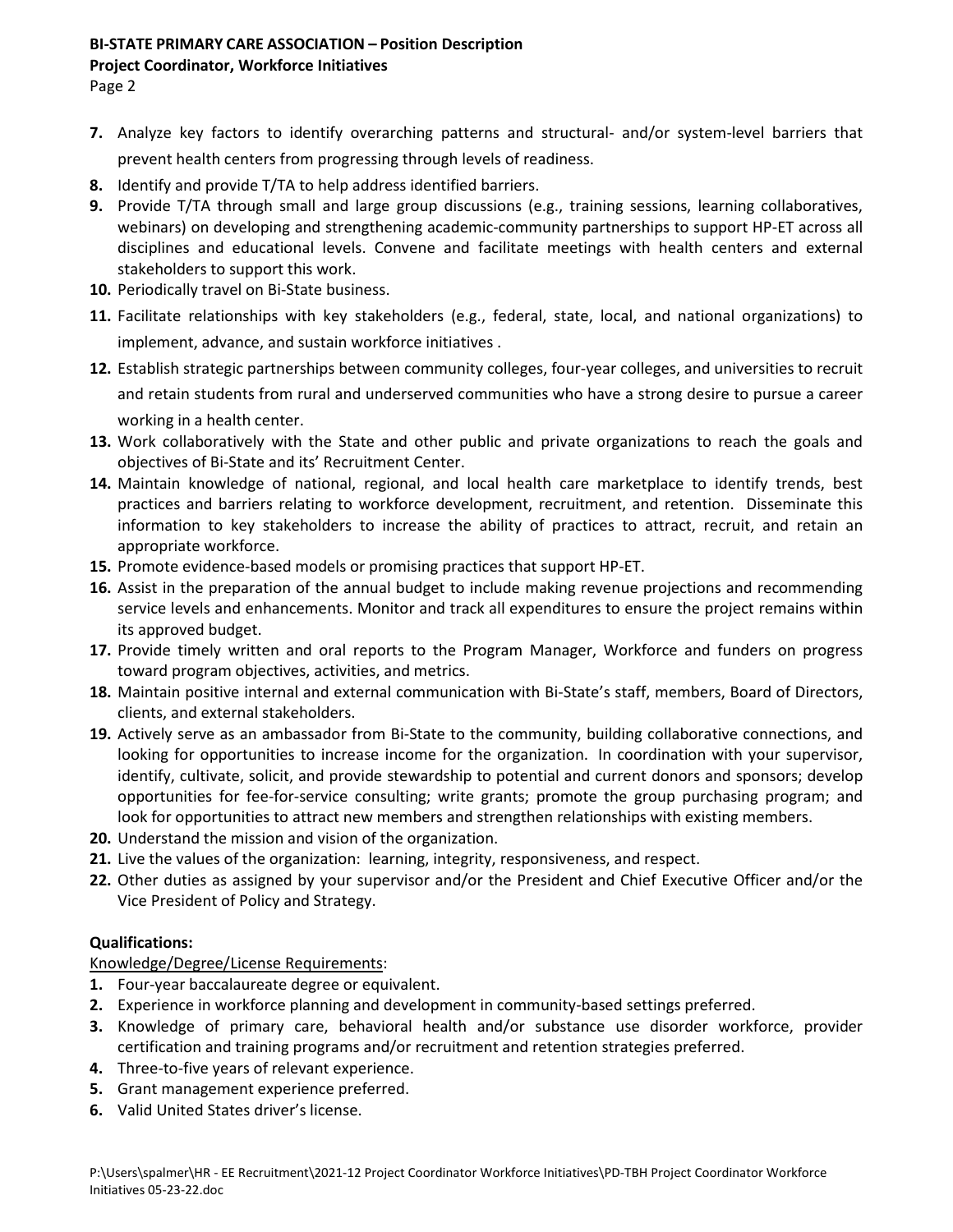7. Analyze key factors to identify overarching patterns and structural- and/or system-level barriers that prevent health centers from progressing through levels of readiness.
8. Identify and provide T/TA to help address identified barriers.
9. Provide T/TA through small and large group discussions (e.g., training sessions, learning collaboratives, webinars) on developing and strengthening academic-community partnerships to support HP-ET across all disciplines and educational levels. Convene and facilitate meetings with health centers and external stakeholders to support this work.
10. Periodically travel on Bi-State business.
11. Facilitate relationships with key stakeholders (e.g., federal, state, local, and national organizations) to implement, advance, and sustain workforce initiatives .
12. Establish strategic partnerships between community colleges, four-year colleges, and universities to recruit and retain students from rural and underserved communities who have a strong desire to pursue a career working in a health center.
13. Work collaboratively with the State and other public and private organizations to reach the goals and objectives of Bi-State and its' Recruitment Center.
14. Maintain knowledge of national, regional, and local health care marketplace to identify trends, best practices and barriers relating to workforce development, recruitment, and retention. Disseminate this information to key stakeholders to increase the ability of practices to attract, recruit, and retain an appropriate workforce.
15. Promote evidence-based models or promising practices that support HP-ET.
16. Assist in the preparation of the annual budget to include making revenue projections and recommending service levels and enhancements. Monitor and track all expenditures to ensure the project remains within its approved budget.
17. Provide timely written and oral reports to the Program Manager, Workforce and funders on progress toward program objectives, activities, and metrics.
18. Maintain positive internal and external communication with Bi-State's staff, members, Board of Directors, clients, and external stakeholders.
19. Actively serve as an ambassador from Bi-State to the community, building collaborative connections, and looking for opportunities to increase income for the organization. In coordination with your supervisor, identify, cultivate, solicit, and provide stewardship to potential and current donors and sponsors; develop opportunities for fee-for-service consulting; write grants; promote the group purchasing program; and look for opportunities to attract new members and strengthen relationships with existing members.
20. Understand the mission and vision of the organization.
21. Live the values of the organization: learning, integrity, responsiveness, and respect.
22. Other duties as assigned by your supervisor and/or the President and Chief Executive Officer and/or the Vice President of Policy and Strategy.

**Qualifications:**

Knowledge/Degree/License Requirements:

1. Four-year baccalaureate degree or equivalent.
2. Experience in workforce planning and development in community-based settings preferred.
3. Knowledge of primary care, behavioral health and/or substance use disorder workforce, provider certification and training programs and/or recruitment and retention strategies preferred.
4. Three-to-five years of relevant experience.
5. Grant management experience preferred.
6. Valid United States driver's license.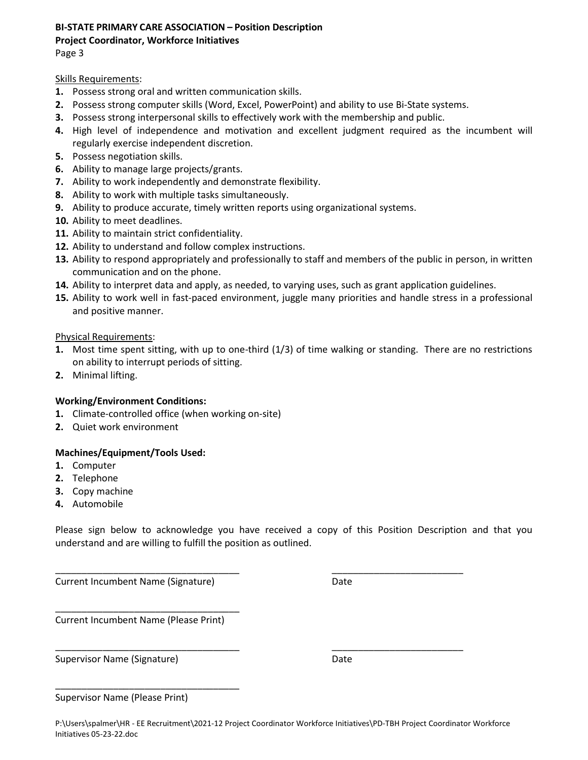Skills Requirements:

1. Possess strong oral and written communication skills.
2. Possess strong computer skills (Word, Excel, PowerPoint) and ability to use Bi-State systems.
3. Possess strong interpersonal skills to effectively work with the membership and public.
4. High level of independence and motivation and excellent judgment required as the incumbent will regularly exercise independent discretion.
5. Possess negotiation skills.
6. Ability to manage large projects/grants.
7. Ability to work independently and demonstrate flexibility.
8. Ability to work with multiple tasks simultaneously.
9. Ability to produce accurate, timely written reports using organizational systems.
10. Ability to meet deadlines.
11. Ability to maintain strict confidentiality.
12. Ability to understand and follow complex instructions.
13. Ability to respond appropriately and professionally to staff and members of the public in person, in written communication and on the phone.
14. Ability to interpret data and apply, as needed, to varying uses, such as grant application guidelines.
15. Ability to work well in fast-paced environment, juggle many priorities and handle stress in a professional and positive manner.

Physical Requirements:

1. Most time spent sitting, with up to one-third (1/3) of time walking or standing. There are no restrictions on ability to interrupt periods of sitting.
2. Minimal lifting.

**Working/Environment Conditions:**

1. Climate-controlled office (when working on-site)
2. Quiet work environment

**Machines/Equipment/Tools Used:**

1. Computer
2. Telephone
3. Copy machine
4. Automobile

Please sign below to acknowledge you have received a copy of this Position Description and that you understand and are willing to fulfill the position as outlined.

___________________________________ ________________________
Current Incumbent Name (Signature) Date

___________________________________
Current Incumbent Name (Please Print)

___________________________________ ________________________
Supervisor Name (Signature) Date

___________________________________
Supervisor Name (Please Print)

P:\Users\spalmer\HR - EE Recruitment\2021-12 Project Coordinator Workforce Initiatives\PD-TBH Project Coordinator Workforce Initiatives 05-23-22.doc